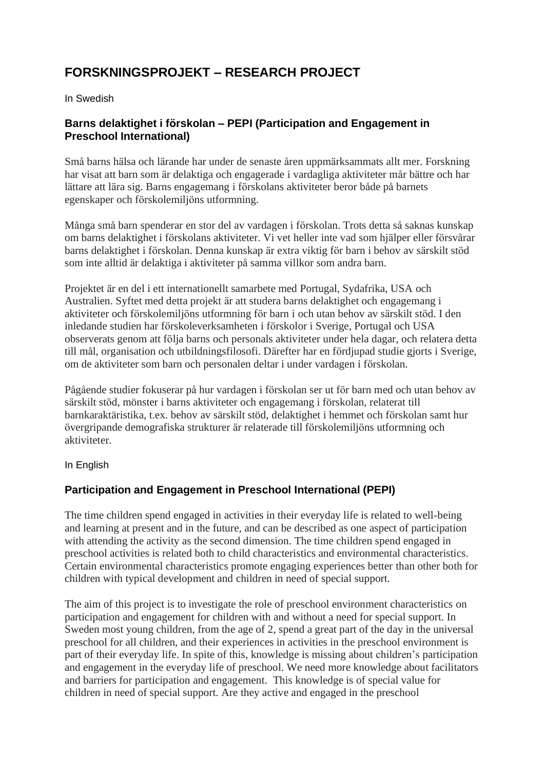# FORSKNINGSPROJEKT – RESEARCH PROJECT

In Swedish

### Barns delaktighet i förskolan – PEPI (Participation and Engagement in Preschool International)

Små barns hälsa och lärande har under de senaste åren uppmärksammats allt mer. Forskning har visat att barn som är delaktiga och engagerade i vardagliga aktiviteter mår bättre och har lättare att lära sig. Barns engagemang i förskolans aktiviteter beror både på barnets egenskaper och förskolemiljöns utformning.

Många små barn spenderar en stor del av vardagen i förskolan. Trots detta så saknas kunskap om barns delaktighet i förskolans aktiviteter. Vi vet heller inte vad som hjälper eller försvårar barns delaktighet i förskolan. Denna kunskap är extra viktig för barn i behov av särskilt stöd som inte alltid är delaktiga i aktiviteter på samma villkor som andra barn.

Projektet är en del i ett internationellt samarbete med Portugal, Sydafrika, USA och Australien. Syftet med detta projekt är att studera barns delaktighet och engagemang i aktiviteter och förskolemiljöns utformning för barn i och utan behov av särskilt stöd. I den inledande studien har förskoleverksamheten i förskolor i Sverige, Portugal och USA observerats genom att följa barns och personals aktiviteter under hela dagar, och relatera detta till mål, organisation och utbildningsfilosofi. Därefter har en fördjupad studie gjorts i Sverige, om de aktiviteter som barn och personalen deltar i under vardagen i förskolan.

Pågående studier fokuserar på hur vardagen i förskolan ser ut för barn med och utan behov av särskilt stöd, mönster i barns aktiviteter och engagemang i förskolan, relaterat till barnkaraktäristika, t.ex. behov av särskilt stöd, delaktighet i hemmet och förskolan samt hur övergripande demografiska strukturer är relaterade till förskolemiljöns utformning och aktiviteter.

In English

### Participation and Engagement in Preschool International (PEPI)

The time children spend engaged in activities in their everyday life is related to well-being and learning at present and in the future, and can be described as one aspect of participation with attending the activity as the second dimension. The time children spend engaged in preschool activities is related both to child characteristics and environmental characteristics. Certain environmental characteristics promote engaging experiences better than other both for children with typical development and children in need of special support.

The aim of this project is to investigate the role of preschool environment characteristics on participation and engagement for children with and without a need for special support. In Sweden most young children, from the age of 2, spend a great part of the day in the universal preschool for all children, and their experiences in activities in the preschool environment is part of their everyday life. In spite of this, knowledge is missing about children's participation and engagement in the everyday life of preschool. We need more knowledge about facilitators and barriers for participation and engagement. This knowledge is of special value for children in need of special support. Are they active and engaged in the preschool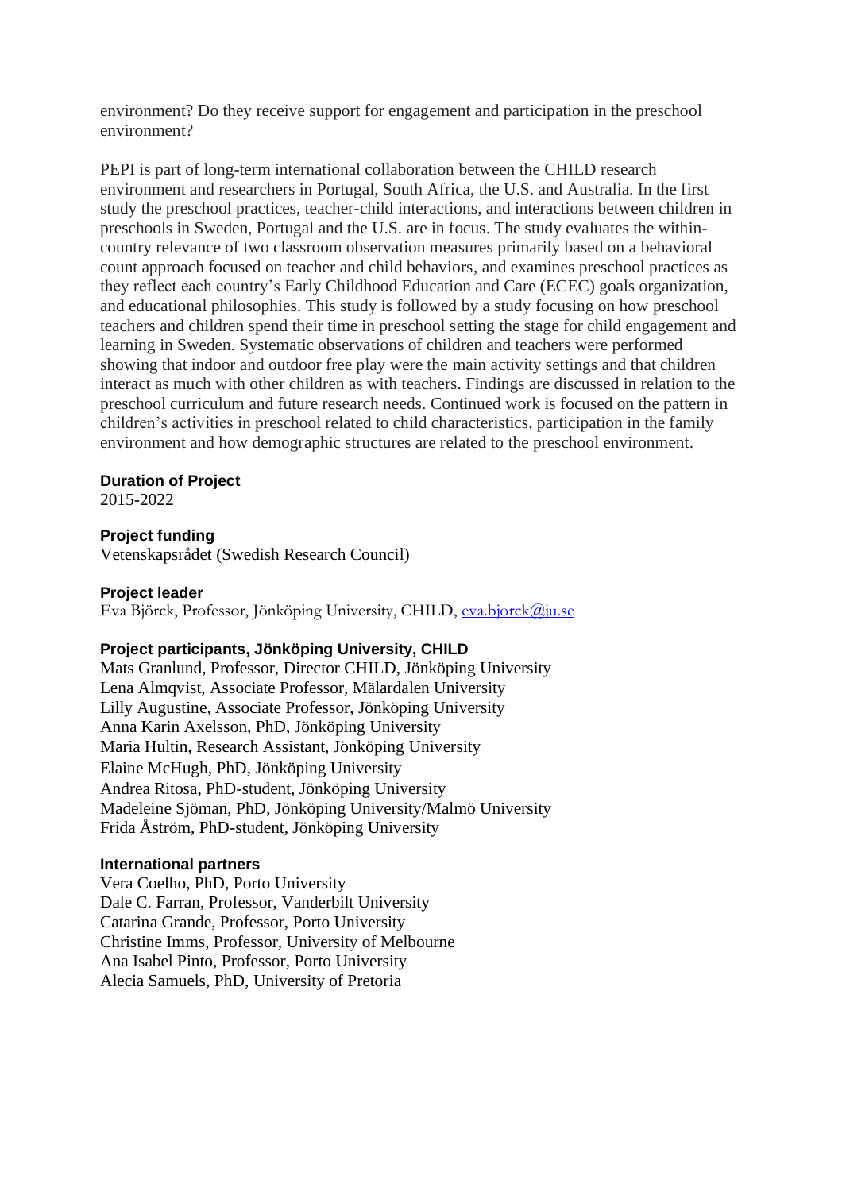environment? Do they receive support for engagement and participation in the preschool environment?

PEPI is part of long-term international collaboration between the CHILD research environment and researchers in Portugal, South Africa, the U.S. and Australia. In the first study the preschool practices, teacher-child interactions, and interactions between children in preschools in Sweden, Portugal and the U.S. are in focus. The study evaluates the within-country relevance of two classroom observation measures primarily based on a behavioral count approach focused on teacher and child behaviors, and examines preschool practices as they reflect each country's Early Childhood Education and Care (ECEC) goals organization, and educational philosophies. This study is followed by a study focusing on how preschool teachers and children spend their time in preschool setting the stage for child engagement and learning in Sweden. Systematic observations of children and teachers were performed showing that indoor and outdoor free play were the main activity settings and that children interact as much with other children as with teachers. Findings are discussed in relation to the preschool curriculum and future research needs. Continued work is focused on the pattern in children's activities in preschool related to child characteristics, participation in the family environment and how demographic structures are related to the preschool environment.

**Duration of Project**

2015-2022

**Project funding**

Vetenskapsrådet (Swedish Research Council)

**Project leader**

Eva Björck, Professor, Jönköping University, CHILD, eva.bjorck@ju.se

**Project participants, Jönköping University, CHILD**

Mats Granlund, Professor, Director CHILD, Jönköping University
Lena Almqvist, Associate Professor, Mälardalen University
Lilly Augustine, Associate Professor, Jönköping University
Anna Karin Axelsson, PhD, Jönköping University
Maria Hultin, Research Assistant, Jönköping University
Elaine McHugh, PhD, Jönköping University
Andrea Ritosa, PhD-student, Jönköping University
Madeleine Sjöman, PhD, Jönköping University/Malmö University
Frida Åström, PhD-student, Jönköping University

**International partners**

Vera Coelho, PhD, Porto University
Dale C. Farran, Professor, Vanderbilt University
Catarina Grande, Professor, Porto University
Christine Imms, Professor, University of Melbourne
Ana Isabel Pinto, Professor, Porto University
Alecia Samuels, PhD, University of Pretoria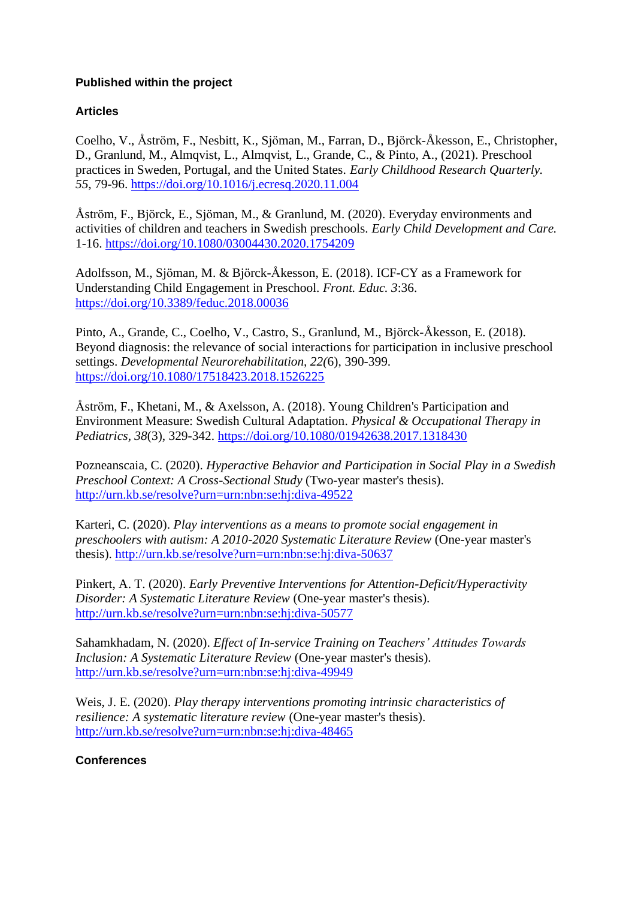**Published within the project**

**Articles**

Coelho, V., Åström, F., Nesbitt, K., Sjöman, M., Farran, D., Björck-Åkesson, E., Christopher, D., Granlund, M., Almqvist, L., Almqvist, L., Grande, C., & Pinto, A., (2021). Preschool practices in Sweden, Portugal, and the United States. *Early Childhood Research Quarterly. 55*, 79-96. https://doi.org/10.1016/j.ecresq.2020.11.004

Åström, F., Björck, E., Sjöman, M., & Granlund, M. (2020). Everyday environments and activities of children and teachers in Swedish preschools. *Early Child Development and Care.* 1-16. https://doi.org/10.1080/03004430.2020.1754209

Adolfsson, M., Sjöman, M. & Björck-Åkesson, E. (2018). ICF-CY as a Framework for Understanding Child Engagement in Preschool. *Front. Educ. 3*:36. https://doi.org/10.3389/feduc.2018.00036

Pinto, A., Grande, C., Coelho, V., Castro, S., Granlund, M., Björck-Åkesson, E. (2018). Beyond diagnosis: the relevance of social interactions for participation in inclusive preschool settings. *Developmental Neurorehabilitation, 22*(6), 390-399. https://doi.org/10.1080/17518423.2018.1526225

Åström, F., Khetani, M., & Axelsson, A. (2018). Young Children's Participation and Environment Measure: Swedish Cultural Adaptation. *Physical & Occupational Therapy in Pediatrics*, *38*(3), 329-342. https://doi.org/10.1080/01942638.2017.1318430

Pozneanscaia, C. (2020). *Hyperactive Behavior and Participation in Social Play in a Swedish Preschool Context: A Cross-Sectional Study* (Two-year master's thesis). http://urn.kb.se/resolve?urn=urn:nbn:se:hj:diva-49522

Karteri, C. (2020). *Play interventions as a means to promote social engagement in preschoolers with autism: A 2010-2020 Systematic Literature Review* (One-year master's thesis). http://urn.kb.se/resolve?urn=urn:nbn:se:hj:diva-50637

Pinkert, A. T. (2020). *Early Preventive Interventions for Attention-Deficit/Hyperactivity Disorder: A Systematic Literature Review* (One-year master's thesis). http://urn.kb.se/resolve?urn=urn:nbn:se:hj:diva-50577

Sahamkhadam, N. (2020). *Effect of In-service Training on Teachers' Attitudes Towards Inclusion: A Systematic Literature Review* (One-year master's thesis). http://urn.kb.se/resolve?urn=urn:nbn:se:hj:diva-49949

Weis, J. E. (2020). *Play therapy interventions promoting intrinsic characteristics of resilience: A systematic literature review* (One-year master's thesis). http://urn.kb.se/resolve?urn=urn:nbn:se:hj:diva-48465

**Conferences**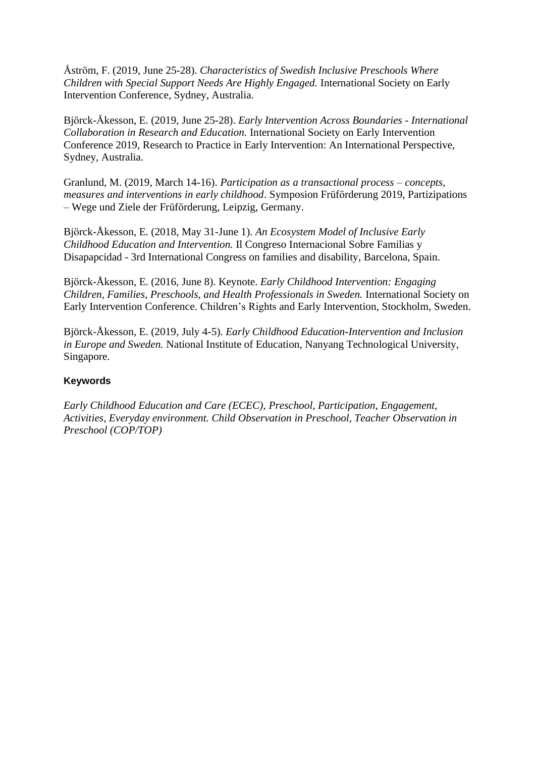Åström, F. (2019, June 25-28). *Characteristics of Swedish Inclusive Preschools Where Children with Special Support Needs Are Highly Engaged.* International Society on Early Intervention Conference, Sydney, Australia.

Björck-Åkesson, E. (2019, June 25-28). *Early Intervention Across Boundaries - International Collaboration in Research and Education.* International Society on Early Intervention Conference 2019, Research to Practice in Early Intervention: An International Perspective, Sydney, Australia.

Granlund, M. (2019, March 14-16). *Participation as a transactional process – concepts, measures and interventions in early childhood*. Symposion Früförderung 2019, Partizipations – Wege und Ziele der Früförderung, Leipzig, Germany.

Björck-Åkesson, E. (2018, May 31-June 1). *An Ecosystem Model of Inclusive Early Childhood Education and Intervention.* Il Congreso Internacional Sobre Familias y Disapapcidad - 3rd International Congress on families and disability, Barcelona, Spain.

Björck-Åkesson, E. (2016, June 8). Keynote. *Early Childhood Intervention: Engaging Children, Families, Preschools, and Health Professionals in Sweden.* International Society on Early Intervention Conference. Children's Rights and Early Intervention, Stockholm, Sweden.

Björck-Åkesson, E. (2019, July 4-5). *Early Childhood Education-Intervention and Inclusion in Europe and Sweden.* National Institute of Education, Nanyang Technological University, Singapore.

### Keywords

*Early Childhood Education and Care (ECEC), Preschool, Participation, Engagement, Activities, Everyday environment. Child Observation in Preschool, Teacher Observation in Preschool (COP/TOP)*